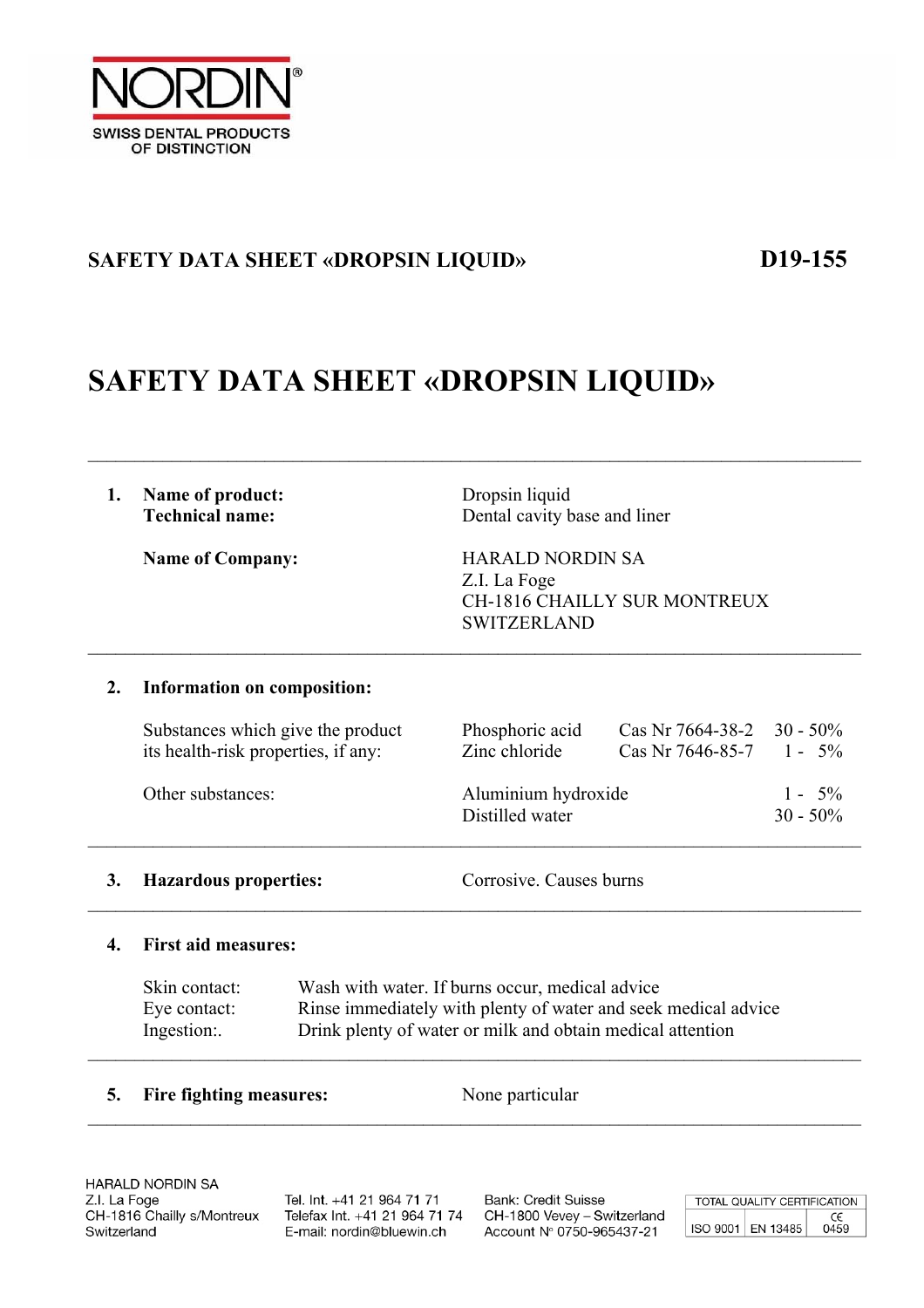**NORDIN®**
SWISS DENTAL PRODUCTS OF DISTINCTION

**SAFETY DATA SHEET «DROPSIN LIQUID»** **D19-155**

# SAFETY DATA SHEET «DROPSIN LIQUID»

---

**1. Name of product:** Dropsin liquid
**Technical name:** Dental cavity base and liner

**Name of Company:**
HARALD NORDIN SA
Z.I. La Foge
CH-1816 CHAILLY SUR MONTREUX
SWITZERLAND

---

**2. Information on composition:**

| | | | |
|---|---|---|---|
| Substances which give the product its health-risk properties, if any: | Phosphoric acid | Cas Nr 7664-38-2 | 30 - 50% |
| | Zinc chloride | Cas Nr 7646-85-7 | 1 - 5% |
| Other substances: | Aluminium hydroxide | | 1 - 5% |
| | Distilled water | | 30 - 50% |

---

**3. Hazardous properties:** Corrosive. Causes burns

---

**4. First aid measures:**

Skin contact: Wash with water. If burns occur, medical advice
Eye contact: Rinse immediately with plenty of water and seek medical advice
Ingestion:. Drink plenty of water or milk and obtain medical attention

---

**5. Fire fighting measures:** None particular

---

HARALD NORDIN SA
Z.I. La Foge
CH-1816 Chailly s/Montreux
Switzerland

Tel. Int. +41 21 964 71 71
Telefax Int. +41 21 964 71 74
E-mail: nordin@bluewin.ch

Bank: Credit Suisse
CH-1800 Vevey – Switzerland
Account N° 0750-965437-21

TOTAL QUALITY CERTIFICATION: ISO 9001 | EN 13485 | CE 0459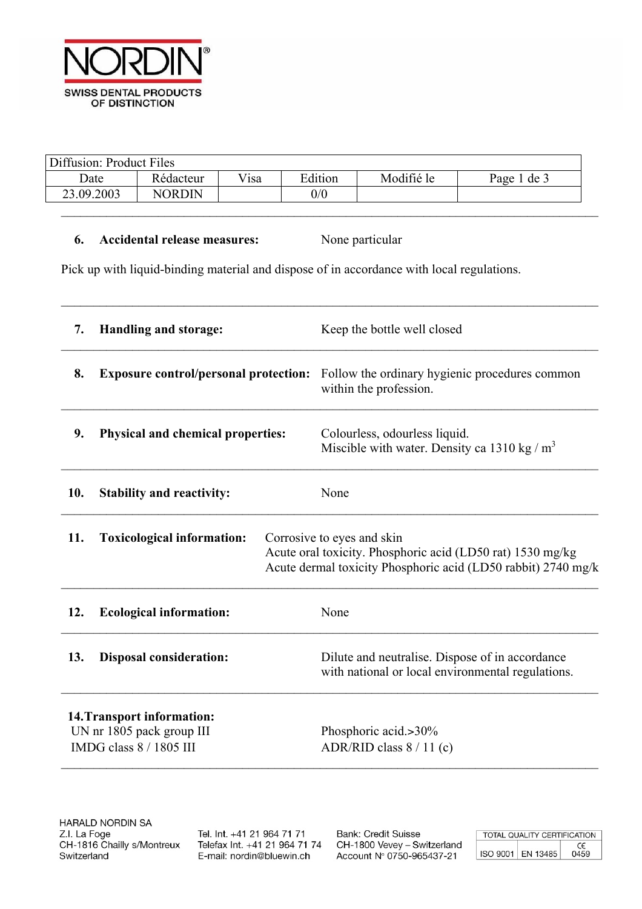| Diffusion: Product Files | | | | | |
|---|---|---|---|---|---|
| Date | Rédacteur | Visa | Edition | Modifié le | Page 1 de 3 |
| 23.09.2003 | NORDIN | | 0/0 | | |

---

**6. Accidental release measures:** None particular

Pick up with liquid-binding material and dispose of in accordance with local regulations.

---

**7. Handling and storage:** Keep the bottle well closed

---

**8. Exposure control/personal protection:** Follow the ordinary hygienic procedures common within the profession.

---

**9. Physical and chemical properties:** Colourless, odourless liquid.
Miscible with water. Density ca 1310 kg / $m^3$

---

**10. Stability and reactivity:** None

---

**11. Toxicological information:** Corrosive to eyes and skin
Acute oral toxicity. Phosphoric acid (LD50 rat) 1530 mg/kg
Acute dermal toxicity Phosphoric acid (LD50 rabbit) 2740 mg/k

---

**12. Ecological information:** None

---

**13. Disposal consideration:** Dilute and neutralise. Dispose of in accordance with national or local environmental regulations.

---

**14. Transport information:**

UN nr 1805 pack group III — Phosphoric acid.>30%

IMDG class 8 / 1805 III — ADR/RID class 8 / 11 (c)

---

HARALD NORDIN SA
Z.I. La Foge
CH-1816 Chailly s/Montreux
Switzerland

Tel. Int. +41 21 964 71 71
Telefax Int. +41 21 964 71 74
E-mail: nordin@bluewin.ch

Bank: Credit Suisse
CH-1800 Vevey – Switzerland
Account N° 0750-965437-21

| TOTAL QUALITY CERTIFICATION | | |
|---|---|---|
| ISO 9001 | EN 13485 | CE 0459 |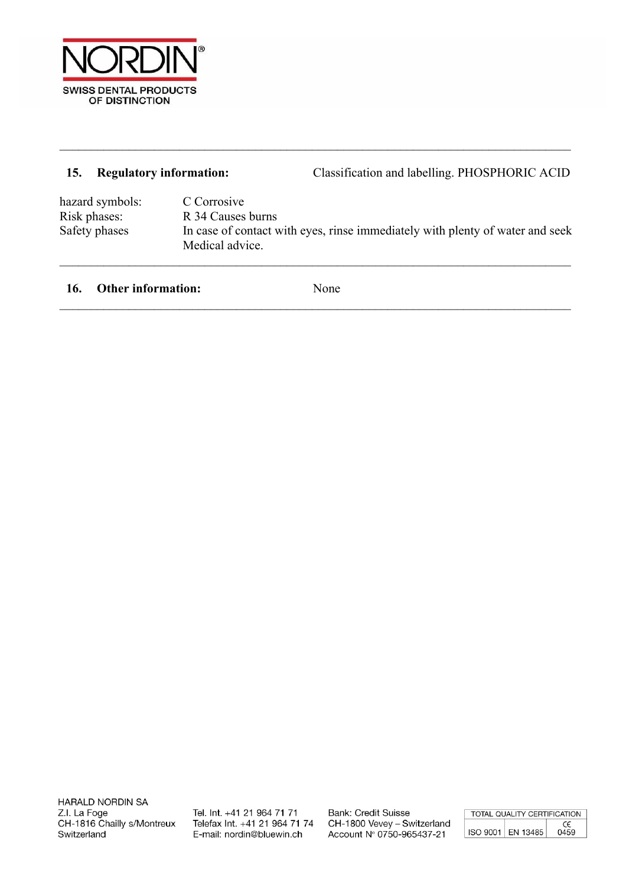## 15. Regulatory information: Classification and labelling. PHOSPHORIC ACID

| | |
|---|---|
| hazard symbols: | C Corrosive |
| Risk phases: | R 34 Causes burns |
| Safety phases | In case of contact with eyes, rinse immediately with plenty of water and seek Medical advice. |

## 16. Other information: None